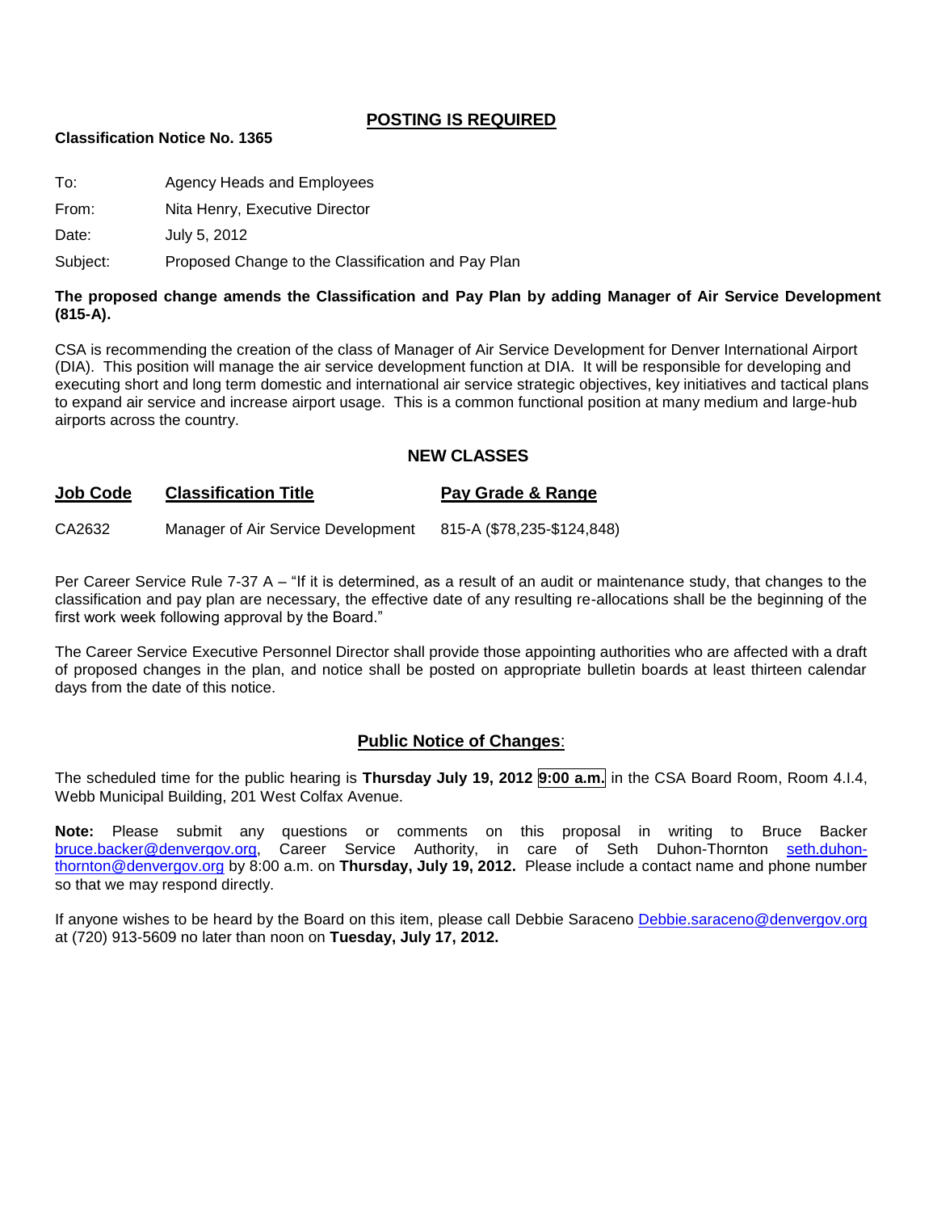## POSTING IS REQUIRED

**Classification Notice No. 1365**

To: Agency Heads and Employees

From: Nita Henry, Executive Director

Date: July 5, 2012

Subject: Proposed Change to the Classification and Pay Plan

**The proposed change amends the Classification and Pay Plan by adding Manager of Air Service Development (815-A).**

CSA is recommending the creation of the class of Manager of Air Service Development for Denver International Airport (DIA). This position will manage the air service development function at DIA. It will be responsible for developing and executing short and long term domestic and international air service strategic objectives, key initiatives and tactical plans to expand air service and increase airport usage. This is a common functional position at many medium and large-hub airports across the country.

## NEW CLASSES

| Job Code | Classification Title | Pay Grade & Range |
|---|---|---|
| CA2632 | Manager of Air Service Development | 815-A ($78,235-$124,848) |

Per Career Service Rule 7-37 A – "If it is determined, as a result of an audit or maintenance study, that changes to the classification and pay plan are necessary, the effective date of any resulting re-allocations shall be the beginning of the first work week following approval by the Board."

The Career Service Executive Personnel Director shall provide those appointing authorities who are affected with a draft of proposed changes in the plan, and notice shall be posted on appropriate bulletin boards at least thirteen calendar days from the date of this notice.

## Public Notice of Changes:

The scheduled time for the public hearing is **Thursday July 19, 2012** **9:00 a.m.** in the CSA Board Room, Room 4.I.4, Webb Municipal Building, 201 West Colfax Avenue.

**Note:** Please submit any questions or comments on this proposal in writing to Bruce Backer bruce.backer@denvergov.org, Career Service Authority, in care of Seth Duhon-Thornton seth.duhon-thornton@denvergov.org by 8:00 a.m. on **Thursday, July 19, 2012.** Please include a contact name and phone number so that we may respond directly.

If anyone wishes to be heard by the Board on this item, please call Debbie Saraceno Debbie.saraceno@denvergov.org at (720) 913-5609 no later than noon on **Tuesday, July 17, 2012.**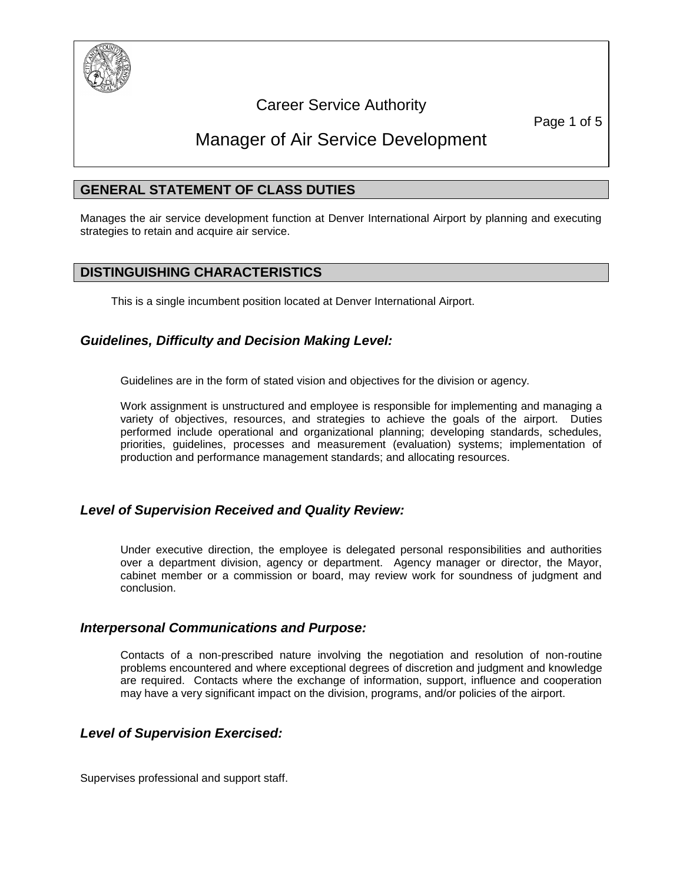# Career Service Authority

# Manager of Air Service Development

## GENERAL STATEMENT OF CLASS DUTIES

Manages the air service development function at Denver International Airport by planning and executing strategies to retain and acquire air service.

## DISTINGUISHING CHARACTERISTICS

This is a single incumbent position located at Denver International Airport.

### *Guidelines, Difficulty and Decision Making Level:*

Guidelines are in the form of stated vision and objectives for the division or agency.

Work assignment is unstructured and employee is responsible for implementing and managing a variety of objectives, resources, and strategies to achieve the goals of the airport. Duties performed include operational and organizational planning; developing standards, schedules, priorities, guidelines, processes and measurement (evaluation) systems; implementation of production and performance management standards; and allocating resources.

### *Level of Supervision Received and Quality Review:*

Under executive direction, the employee is delegated personal responsibilities and authorities over a department division, agency or department. Agency manager or director, the Mayor, cabinet member or a commission or board, may review work for soundness of judgment and conclusion.

### *Interpersonal Communications and Purpose:*

Contacts of a non-prescribed nature involving the negotiation and resolution of non-routine problems encountered and where exceptional degrees of discretion and judgment and knowledge are required. Contacts where the exchange of information, support, influence and cooperation may have a very significant impact on the division, programs, and/or policies of the airport.

### *Level of Supervision Exercised:*

Supervises professional and support staff.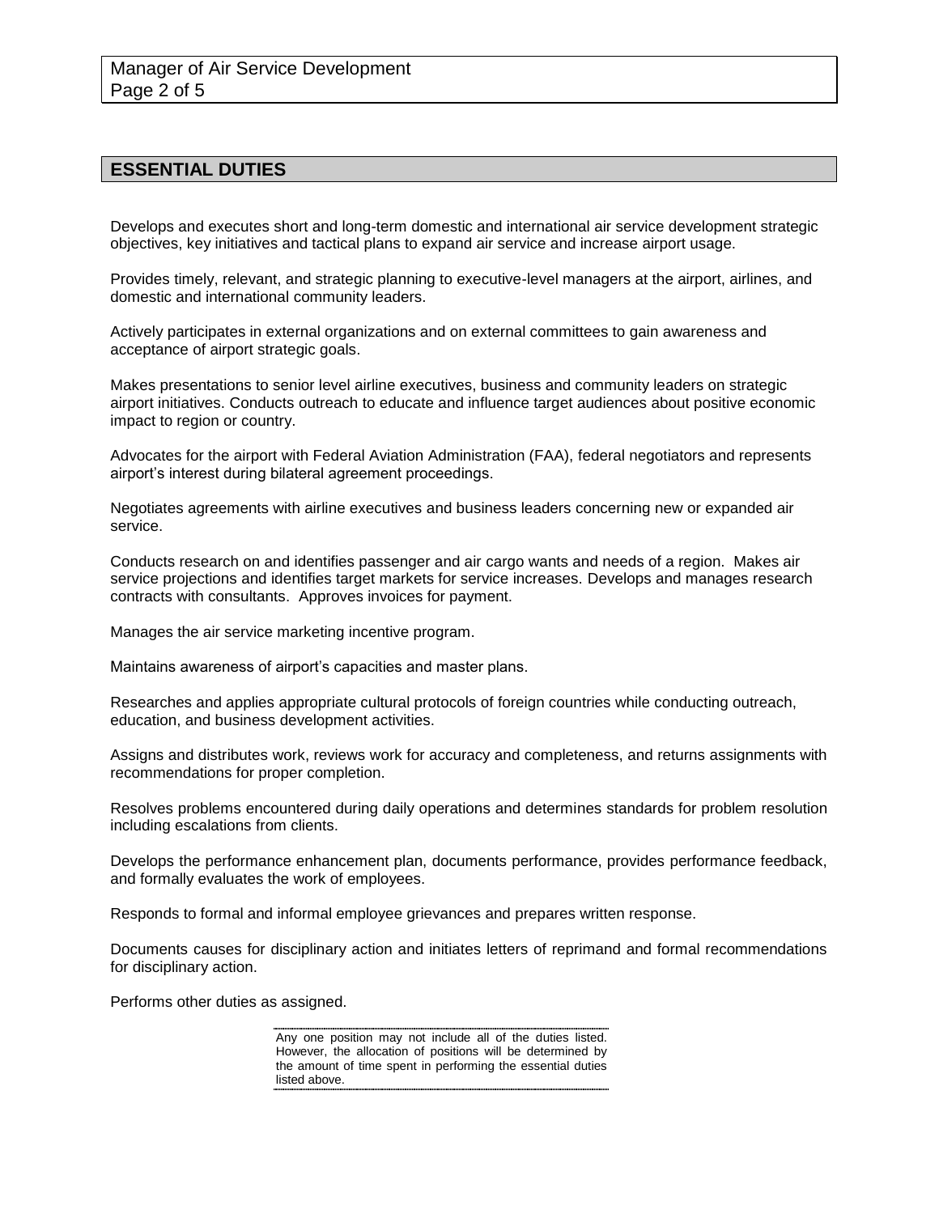## ESSENTIAL DUTIES

Develops and executes short and long-term domestic and international air service development strategic objectives, key initiatives and tactical plans to expand air service and increase airport usage.

Provides timely, relevant, and strategic planning to executive-level managers at the airport, airlines, and domestic and international community leaders.

Actively participates in external organizations and on external committees to gain awareness and acceptance of airport strategic goals.

Makes presentations to senior level airline executives, business and community leaders on strategic airport initiatives. Conducts outreach to educate and influence target audiences about positive economic impact to region or country.

Advocates for the airport with Federal Aviation Administration (FAA), federal negotiators and represents airport's interest during bilateral agreement proceedings.

Negotiates agreements with airline executives and business leaders concerning new or expanded air service.

Conducts research on and identifies passenger and air cargo wants and needs of a region. Makes air service projections and identifies target markets for service increases. Develops and manages research contracts with consultants. Approves invoices for payment.

Manages the air service marketing incentive program.

Maintains awareness of airport's capacities and master plans.

Researches and applies appropriate cultural protocols of foreign countries while conducting outreach, education, and business development activities.

Assigns and distributes work, reviews work for accuracy and completeness, and returns assignments with recommendations for proper completion.

Resolves problems encountered during daily operations and determines standards for problem resolution including escalations from clients.

Develops the performance enhancement plan, documents performance, provides performance feedback, and formally evaluates the work of employees.

Responds to formal and informal employee grievances and prepares written response.

Documents causes for disciplinary action and initiates letters of reprimand and formal recommendations for disciplinary action.

Performs other duties as assigned.

Any one position may not include all of the duties listed. However, the allocation of positions will be determined by the amount of time spent in performing the essential duties listed above.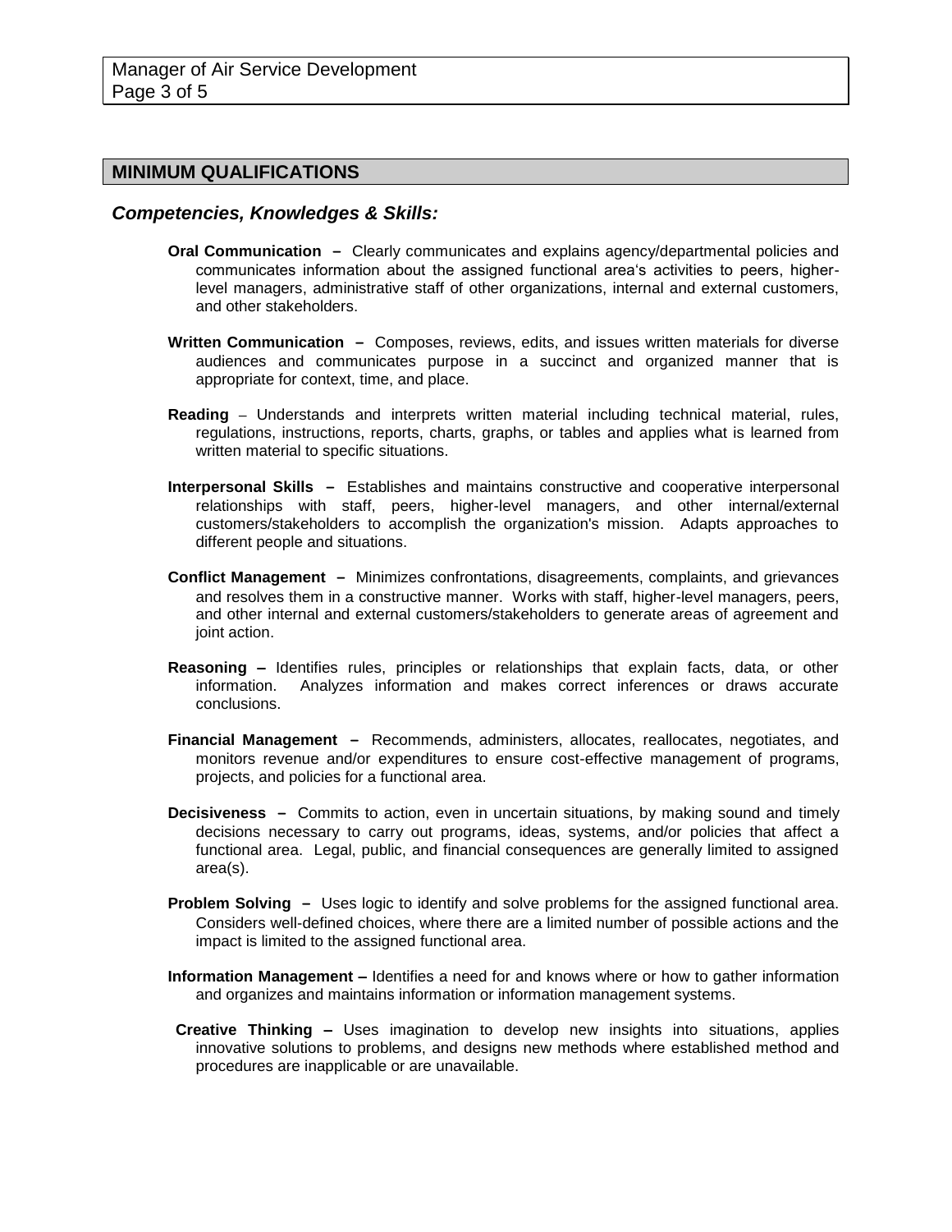## MINIMUM QUALIFICATIONS

### *Competencies, Knowledges & Skills:*

**Oral Communication –** Clearly communicates and explains agency/departmental policies and communicates information about the assigned functional area's activities to peers, higher-level managers, administrative staff of other organizations, internal and external customers, and other stakeholders.

**Written Communication –** Composes, reviews, edits, and issues written materials for diverse audiences and communicates purpose in a succinct and organized manner that is appropriate for context, time, and place.

**Reading** – Understands and interprets written material including technical material, rules, regulations, instructions, reports, charts, graphs, or tables and applies what is learned from written material to specific situations.

**Interpersonal Skills –** Establishes and maintains constructive and cooperative interpersonal relationships with staff, peers, higher-level managers, and other internal/external customers/stakeholders to accomplish the organization's mission. Adapts approaches to different people and situations.

**Conflict Management –** Minimizes confrontations, disagreements, complaints, and grievances and resolves them in a constructive manner. Works with staff, higher-level managers, peers, and other internal and external customers/stakeholders to generate areas of agreement and joint action.

**Reasoning –** Identifies rules, principles or relationships that explain facts, data, or other information. Analyzes information and makes correct inferences or draws accurate conclusions.

**Financial Management –** Recommends, administers, allocates, reallocates, negotiates, and monitors revenue and/or expenditures to ensure cost-effective management of programs, projects, and policies for a functional area.

**Decisiveness –** Commits to action, even in uncertain situations, by making sound and timely decisions necessary to carry out programs, ideas, systems, and/or policies that affect a functional area. Legal, public, and financial consequences are generally limited to assigned area(s).

**Problem Solving –** Uses logic to identify and solve problems for the assigned functional area. Considers well-defined choices, where there are a limited number of possible actions and the impact is limited to the assigned functional area.

**Information Management –** Identifies a need for and knows where or how to gather information and organizes and maintains information or information management systems.

**Creative Thinking –** Uses imagination to develop new insights into situations, applies innovative solutions to problems, and designs new methods where established method and procedures are inapplicable or are unavailable.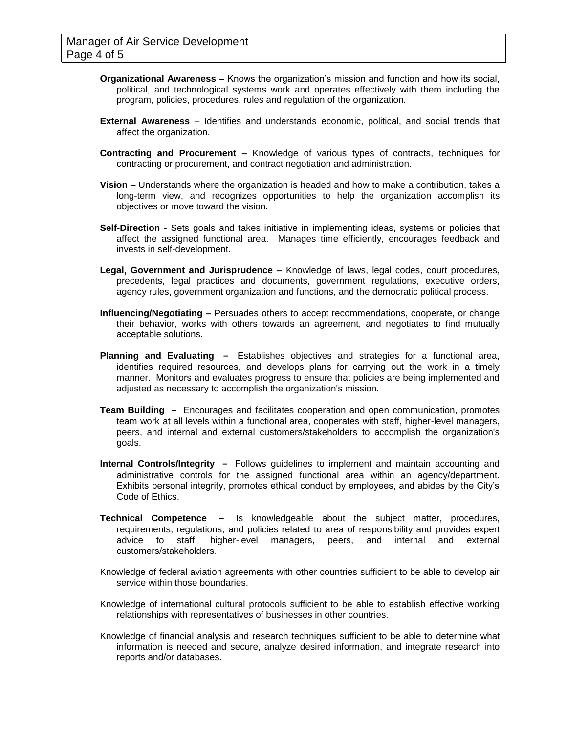**Organizational Awareness –** Knows the organization's mission and function and how its social, political, and technological systems work and operates effectively with them including the program, policies, procedures, rules and regulation of the organization.

**External Awareness** – Identifies and understands economic, political, and social trends that affect the organization.

**Contracting and Procurement –** Knowledge of various types of contracts, techniques for contracting or procurement, and contract negotiation and administration.

**Vision –** Understands where the organization is headed and how to make a contribution, takes a long-term view, and recognizes opportunities to help the organization accomplish its objectives or move toward the vision.

**Self-Direction -** Sets goals and takes initiative in implementing ideas, systems or policies that affect the assigned functional area. Manages time efficiently, encourages feedback and invests in self-development.

**Legal, Government and Jurisprudence –** Knowledge of laws, legal codes, court procedures, precedents, legal practices and documents, government regulations, executive orders, agency rules, government organization and functions, and the democratic political process.

**Influencing/Negotiating –** Persuades others to accept recommendations, cooperate, or change their behavior, works with others towards an agreement, and negotiates to find mutually acceptable solutions.

**Planning and Evaluating –** Establishes objectives and strategies for a functional area, identifies required resources, and develops plans for carrying out the work in a timely manner. Monitors and evaluates progress to ensure that policies are being implemented and adjusted as necessary to accomplish the organization's mission.

**Team Building –** Encourages and facilitates cooperation and open communication, promotes team work at all levels within a functional area, cooperates with staff, higher-level managers, peers, and internal and external customers/stakeholders to accomplish the organization's goals.

**Internal Controls/Integrity –** Follows guidelines to implement and maintain accounting and administrative controls for the assigned functional area within an agency/department. Exhibits personal integrity, promotes ethical conduct by employees, and abides by the City's Code of Ethics.

**Technical Competence –** Is knowledgeable about the subject matter, procedures, requirements, regulations, and policies related to area of responsibility and provides expert advice to staff, higher-level managers, peers, and internal and external customers/stakeholders.

Knowledge of federal aviation agreements with other countries sufficient to be able to develop air service within those boundaries.

Knowledge of international cultural protocols sufficient to be able to establish effective working relationships with representatives of businesses in other countries.

Knowledge of financial analysis and research techniques sufficient to be able to determine what information is needed and secure, analyze desired information, and integrate research into reports and/or databases.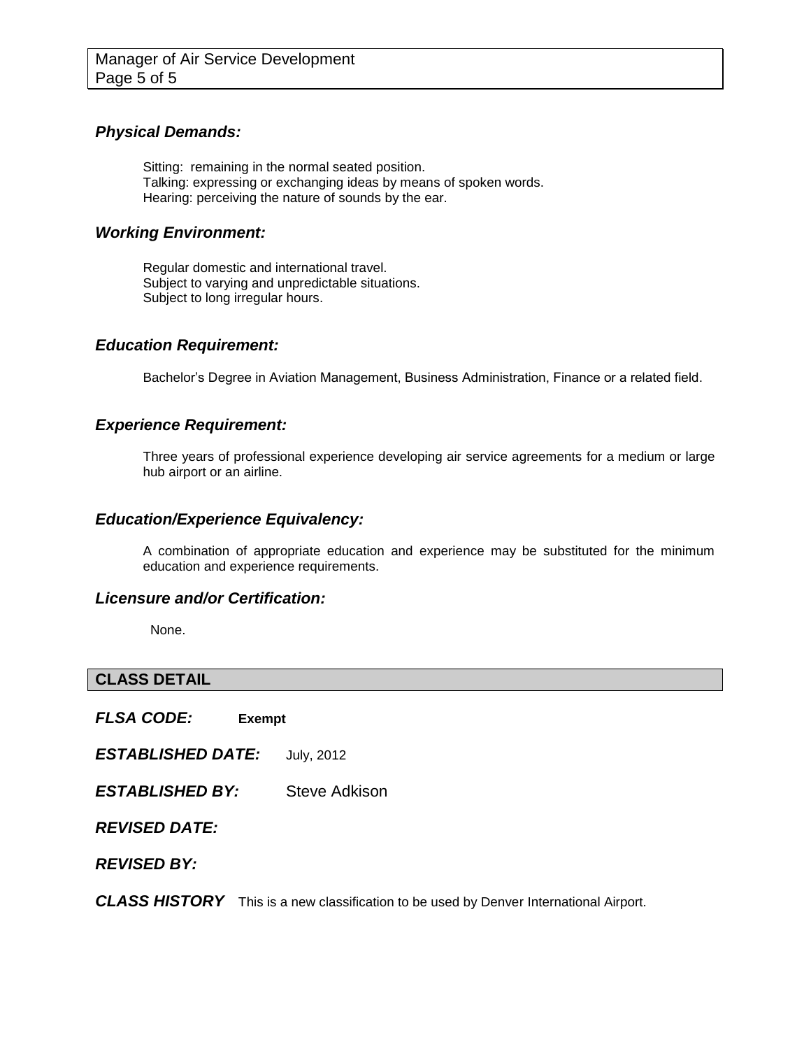### *Physical Demands:*

Sitting: remaining in the normal seated position.
Talking: expressing or exchanging ideas by means of spoken words.
Hearing: perceiving the nature of sounds by the ear.

### *Working Environment:*

Regular domestic and international travel.
Subject to varying and unpredictable situations.
Subject to long irregular hours.

### *Education Requirement:*

Bachelor's Degree in Aviation Management, Business Administration, Finance or a related field.

### *Experience Requirement:*

Three years of professional experience developing air service agreements for a medium or large hub airport or an airline.

### *Education/Experience Equivalency:*

A combination of appropriate education and experience may be substituted for the minimum education and experience requirements.

### *Licensure and/or Certification:*

None.

## CLASS DETAIL

***FLSA CODE:*** **Exempt**

***ESTABLISHED DATE:*** July, 2012

***ESTABLISHED BY:*** Steve Adkison

***REVISED DATE:***

***REVISED BY:***

***CLASS HISTORY*** This is a new classification to be used by Denver International Airport.